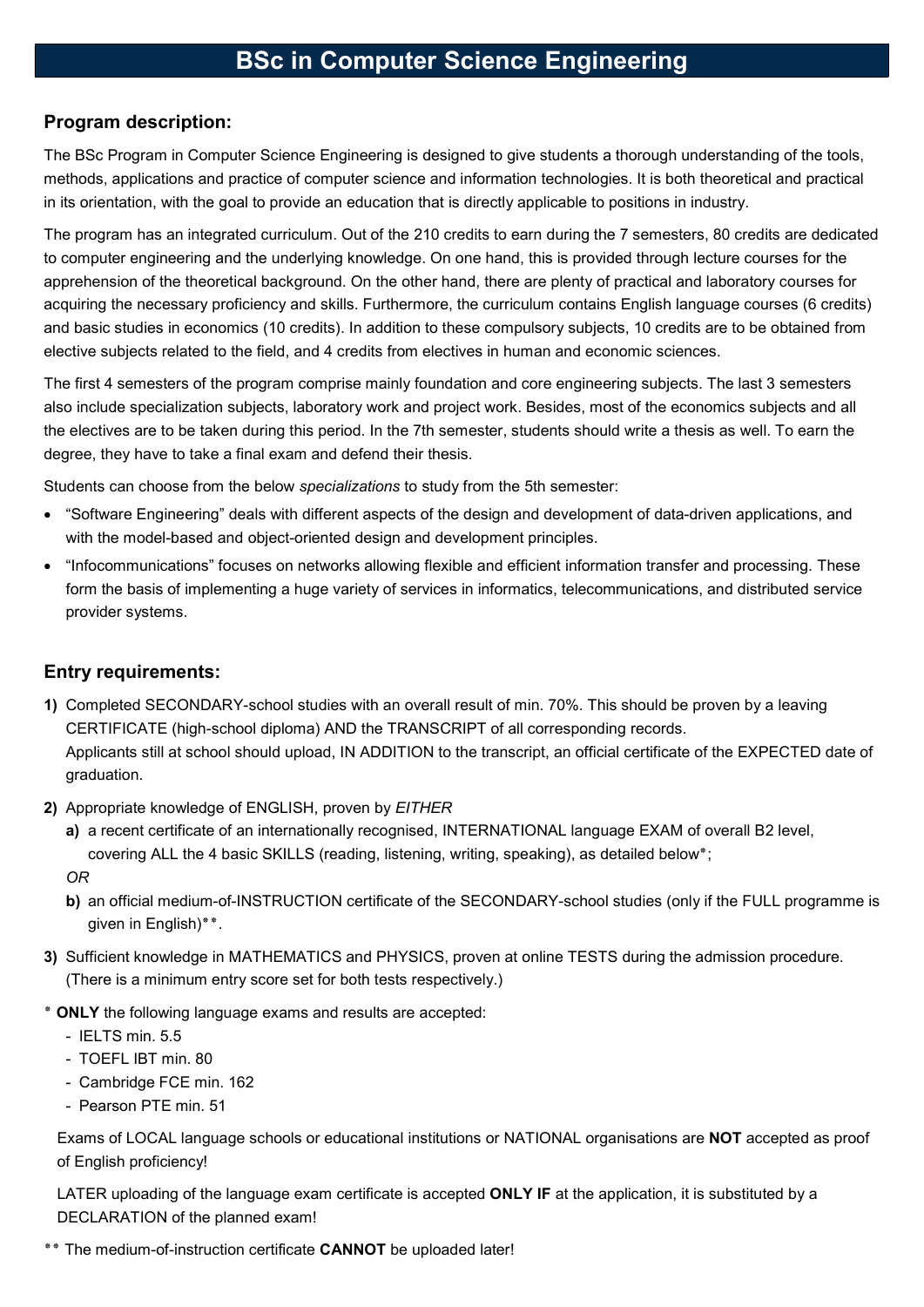# BSc in Computer Science Engineering

## Program description:

The BSc Program in Computer Science Engineering is designed to give students a thorough understanding of the tools, methods, applications and practice of computer science and information technologies. It is both theoretical and practical in its orientation, with the goal to provide an education that is directly applicable to positions in industry.

The program has an integrated curriculum. Out of the 210 credits to earn during the 7 semesters, 80 credits are dedicated to computer engineering and the underlying knowledge. On one hand, this is provided through lecture courses for the apprehension of the theoretical background. On the other hand, there are plenty of practical and laboratory courses for acquiring the necessary proficiency and skills. Furthermore, the curriculum contains English language courses (6 credits) and basic studies in economics (10 credits). In addition to these compulsory subjects, 10 credits are to be obtained from elective subjects related to the field, and 4 credits from electives in human and economic sciences.

The first 4 semesters of the program comprise mainly foundation and core engineering subjects. The last 3 semesters also include specialization subjects, laboratory work and project work. Besides, most of the economics subjects and all the electives are to be taken during this period. In the 7th semester, students should write a thesis as well. To earn the degree, they have to take a final exam and defend their thesis.

Students can choose from the below *specializations* to study from the 5th semester:

- "Software Engineering" deals with different aspects of the design and development of data-driven applications, and with the model-based and object-oriented design and development principles.
- "Infocommunications" focuses on networks allowing flexible and efficient information transfer and processing. These form the basis of implementing a huge variety of services in informatics, telecommunications, and distributed service provider systems.

## Entry requirements:

**1)** Completed SECONDARY-school studies with an overall result of min. 70%. This should be proven by a leaving CERTIFICATE (high-school diploma) AND the TRANSCRIPT of all corresponding records.
Applicants still at school should upload, IN ADDITION to the transcript, an official certificate of the EXPECTED date of graduation.

**2)** Appropriate knowledge of ENGLISH, proven by *EITHER*

**a)** a recent certificate of an internationally recognised, INTERNATIONAL language EXAM of overall B2 level, covering ALL the 4 basic SKILLS (reading, listening, writing, speaking), as detailed below*;

*OR*

**b)** an official medium-of-INSTRUCTION certificate of the SECONDARY-school studies (only if the FULL programme is given in English)**.

**3)** Sufficient knowledge in MATHEMATICS and PHYSICS, proven at online TESTS during the admission procedure. (There is a minimum entry score set for both tests respectively.)

* **ONLY** the following language exams and results are accepted:

- IELTS min. 5.5
- TOEFL IBT min. 80
- Cambridge FCE min. 162
- Pearson PTE min. 51

Exams of LOCAL language schools or educational institutions or NATIONAL organisations are **NOT** accepted as proof of English proficiency!

LATER uploading of the language exam certificate is accepted **ONLY IF** at the application, it is substituted by a DECLARATION of the planned exam!

** The medium-of-instruction certificate **CANNOT** be uploaded later!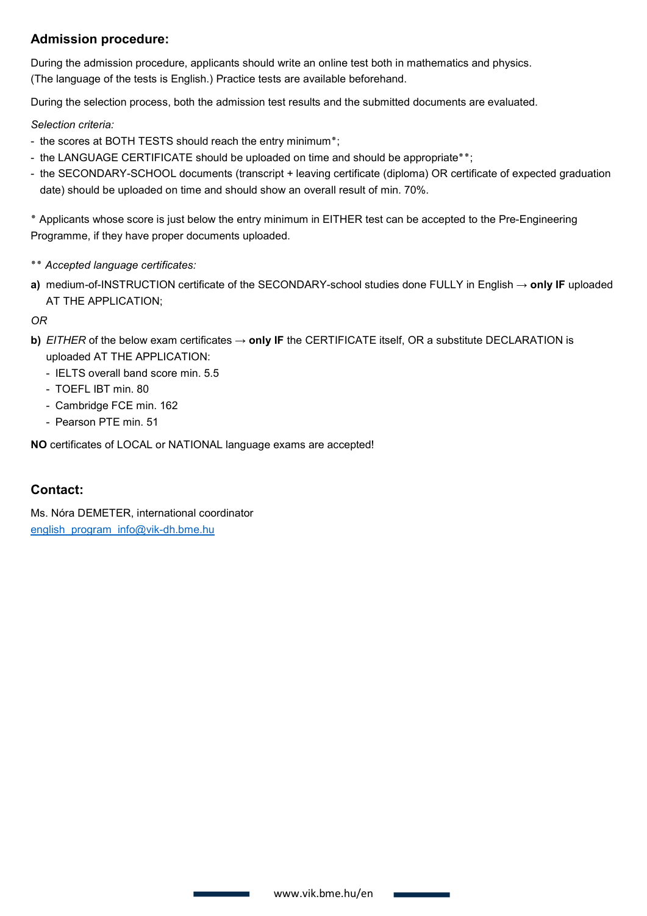## Admission procedure:

During the admission procedure, applicants should write an online test both in mathematics and physics.
(The language of the tests is English.) Practice tests are available beforehand.

During the selection process, both the admission test results and the submitted documents are evaluated.

*Selection criteria:*

- the scores at BOTH TESTS should reach the entry minimum*;
- the LANGUAGE CERTIFICATE should be uploaded on time and should be appropriate**;
- the SECONDARY-SCHOOL documents (transcript + leaving certificate (diploma) OR certificate of expected graduation date) should be uploaded on time and should show an overall result of min. 70%.

* Applicants whose score is just below the entry minimum in EITHER test can be accepted to the Pre-Engineering Programme, if they have proper documents uploaded.

*** Accepted language certificates:*

**a)** medium-of-INSTRUCTION certificate of the SECONDARY-school studies done FULLY in English → **only IF** uploaded AT THE APPLICATION;

*OR*

**b)** *EITHER* of the below exam certificates → **only IF** the CERTIFICATE itself, OR a substitute DECLARATION is uploaded AT THE APPLICATION:

- IELTS overall band score min. 5.5
- TOEFL IBT min. 80
- Cambridge FCE min. 162
- Pearson PTE min. 51

**NO** certificates of LOCAL or NATIONAL language exams are accepted!

## Contact:

Ms. Nóra DEMETER, international coordinator
english_program_info@vik-dh.bme.hu

www.vik.bme.hu/en